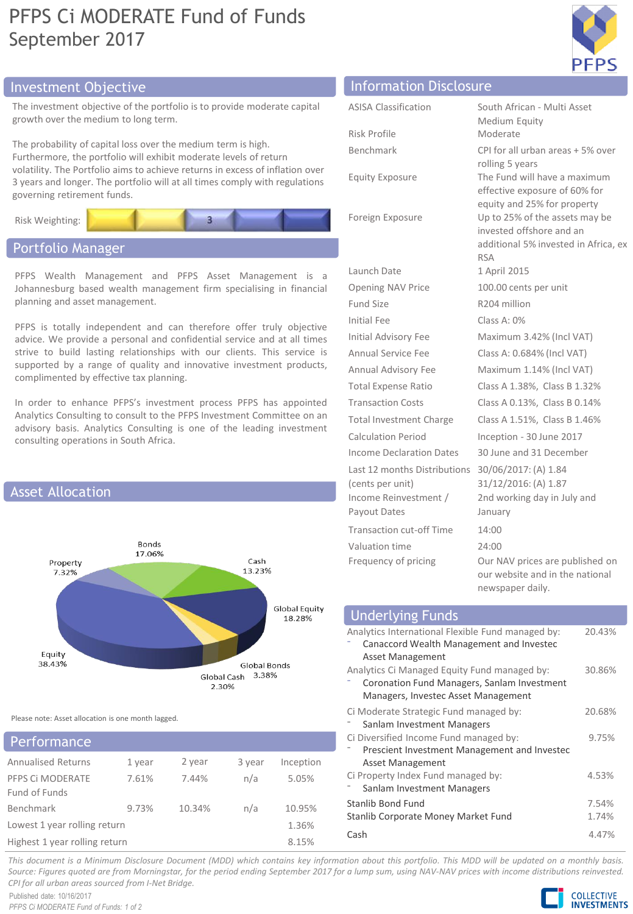# PFPS Ci MODERATE Fund of Funds
September 2017

## Investment Objective

The investment objective of the portfolio is to provide moderate capital growth over the medium to long term.

The probability of capital loss over the medium term is high. Furthermore, the portfolio will exhibit moderate levels of return volatility. The Portfolio aims to achieve returns in excess of inflation over 3 years and longer. The portfolio will at all times comply with regulations governing retirement funds.

Risk Weighting: 3

## Portfolio Manager

PFPS Wealth Management and PFPS Asset Management is a Johannesburg based wealth management firm specialising in financial planning and asset management.

PFPS is totally independent and can therefore offer truly objective advice. We provide a personal and confidential service and at all times strive to build lasting relationships with our clients. This service is supported by a range of quality and innovative investment products, complimented by effective tax planning.

In order to enhance PFPS's investment process PFPS has appointed Analytics Consulting to consult to the PFPS Investment Committee on an advisory basis. Analytics Consulting is one of the leading investment consulting operations in South Africa.

## Asset Allocation

| Asset Class | % |
|---|---|
| Equity | 38.43% |
| Global Equity | 18.28% |
| Bonds | 17.06% |
| Cash | 13.23% |
| Property | 7.32% |
| Global Bonds | 3.38% |
| Global Cash | 2.30% |

Please note: Asset allocation is one month lagged.

## Performance

| Annualised Returns | 1 year | 2 year | 3 year | Inception |
|---|---|---|---|---|
| PFPS Ci MODERATE Fund of Funds | 7.61% | 7.44% | n/a | 5.05% |
| Benchmark | 9.73% | 10.34% | n/a | 10.95% |
| Lowest 1 year rolling return | | | | 1.36% |
| Highest 1 year rolling return | | | | 8.15% |

## Information Disclosure

| | |
|---|---|
| ASISA Classification | South African - Multi Asset Medium Equity |
| Risk Profile | Moderate |
| Benchmark | CPI for all urban areas + 5% over rolling 5 years |
| Equity Exposure | The Fund will have a maximum effective exposure of 60% for equity and 25% for property |
| Foreign Exposure | Up to 25% of the assets may be invested offshore and an additional 5% invested in Africa, ex RSA |
| Launch Date | 1 April 2015 |
| Opening NAV Price | 100.00 cents per unit |
| Fund Size | R204 million |
| Initial Fee | Class A: 0% |
| Initial Advisory Fee | Maximum 3.42% (Incl VAT) |
| Annual Service Fee | Class A: 0.684% (Incl VAT) |
| Annual Advisory Fee | Maximum 1.14% (Incl VAT) |
| Total Expense Ratio | Class A 1.38%, Class B 1.32% |
| Transaction Costs | Class A 0.13%, Class B 0.14% |
| Total Investment Charge | Class A 1.51%, Class B 1.46% |
| Calculation Period | Inception - 30 June 2017 |
| Income Declaration Dates | 30 June and 31 December |
| Last 12 months Distributions (cents per unit) | 30/06/2017: (A) 1.84<br>31/12/2016: (A) 1.87 |
| Income Reinvestment / Payout Dates | 2nd working day in July and January |
| Transaction cut-off Time | 14:00 |
| Valuation time | 24:00 |
| Frequency of pricing | Our NAV prices are published on our website and in the national newspaper daily. |

## Underlying Funds

| Fund | % |
|---|---|
| Analytics International Flexible Fund managed by:<br>- Canaccord Wealth Management and Investec Asset Management | 20.43% |
| Analytics Ci Managed Equity Fund managed by:<br>- Coronation Fund Managers, Sanlam Investment Managers, Investec Asset Management | 30.86% |
| Ci Moderate Strategic Fund managed by:<br>- Sanlam Investment Managers | 20.68% |
| Ci Diversified Income Fund managed by:<br>- Prescient Investment Management and Investec Asset Management | 9.75% |
| Ci Property Index Fund managed by:<br>- Sanlam Investment Managers | 4.53% |
| Stanlib Bond Fund | 7.54% |
| Stanlib Corporate Money Market Fund | 1.74% |
| Cash | 4.47% |

*This document is a Minimum Disclosure Document (MDD) which contains key information about this portfolio. This MDD will be updated on a monthly basis. Source: Figures quoted are from Morningstar, for the period ending September 2017 for a lump sum, using NAV-NAV prices with income distributions reinvested. CPI for all urban areas sourced from I-Net Bridge.*

Published date: 10/16/2017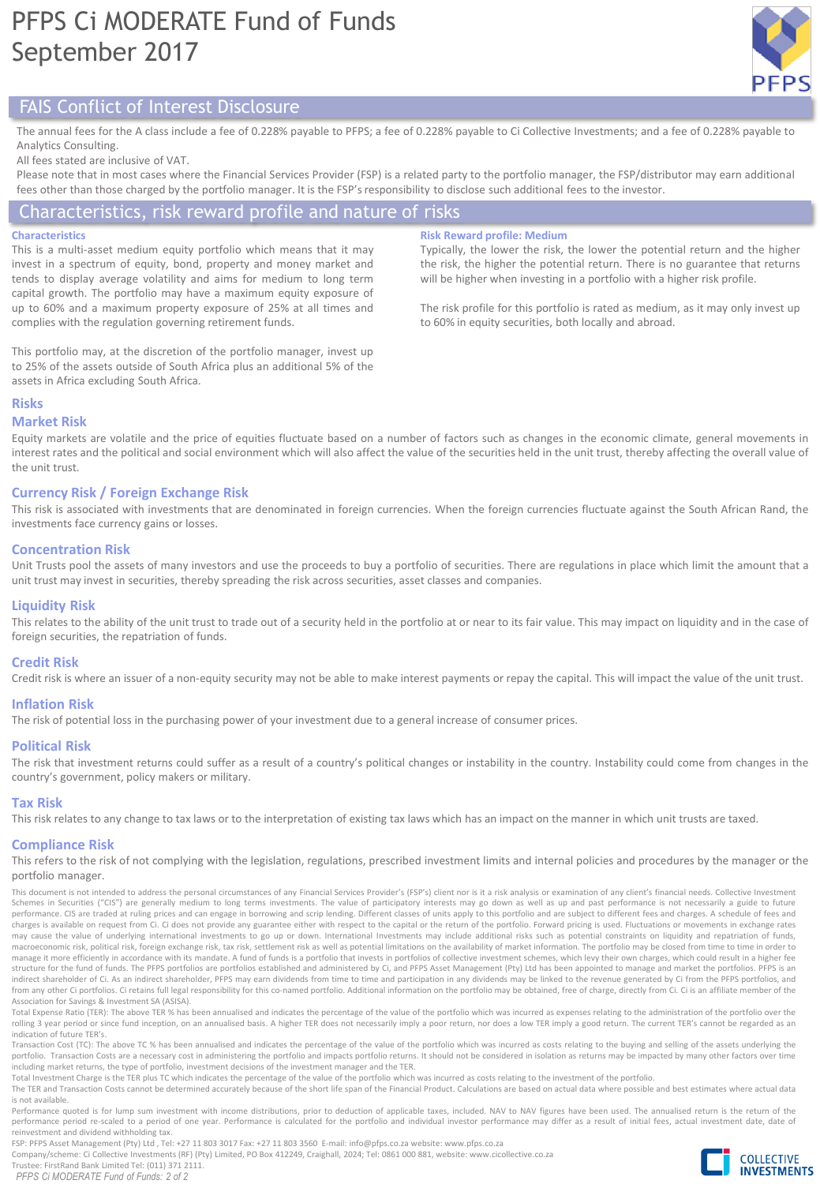# PFPS Ci MODERATE Fund of Funds
September 2017

## FAIS Conflict of Interest Disclosure

The annual fees for the A class include a fee of 0.228% payable to PFPS; a fee of 0.228% payable to Ci Collective Investments; and a fee of 0.228% payable to Analytics Consulting.

All fees stated are inclusive of VAT.

Please note that in most cases where the Financial Services Provider (FSP) is a related party to the portfolio manager, the FSP/distributor may earn additional fees other than those charged by the portfolio manager. It is the FSP's responsibility to disclose such additional fees to the investor.

## Characteristics, risk reward profile and nature of risks

### Characteristics

This is a multi-asset medium equity portfolio which means that it may invest in a spectrum of equity, bond, property and money market and tends to display average volatility and aims for medium to long term capital growth. The portfolio may have a maximum equity exposure of up to 60% and a maximum property exposure of 25% at all times and complies with the regulation governing retirement funds.

This portfolio may, at the discretion of the portfolio manager, invest up to 25% of the assets outside of South Africa plus an additional 5% of the assets in Africa excluding South Africa.

### Risk Reward profile: Medium

Typically, the lower the risk, the lower the potential return and the higher the risk, the higher the potential return. There is no guarantee that returns will be higher when investing in a portfolio with a higher risk profile.

The risk profile for this portfolio is rated as medium, as it may only invest up to 60% in equity securities, both locally and abroad.

### Risks

### Market Risk

Equity markets are volatile and the price of equities fluctuate based on a number of factors such as changes in the economic climate, general movements in interest rates and the political and social environment which will also affect the value of the securities held in the unit trust, thereby affecting the overall value of the unit trust.

### Currency Risk / Foreign Exchange Risk

This risk is associated with investments that are denominated in foreign currencies. When the foreign currencies fluctuate against the South African Rand, the investments face currency gains or losses.

### Concentration Risk

Unit Trusts pool the assets of many investors and use the proceeds to buy a portfolio of securities. There are regulations in place which limit the amount that a unit trust may invest in securities, thereby spreading the risk across securities, asset classes and companies.

### Liquidity Risk

This relates to the ability of the unit trust to trade out of a security held in the portfolio at or near to its fair value. This may impact on liquidity and in the case of foreign securities, the repatriation of funds.

### Credit Risk

Credit risk is where an issuer of a non-equity security may not be able to make interest payments or repay the capital. This will impact the value of the unit trust.

### Inflation Risk

The risk of potential loss in the purchasing power of your investment due to a general increase of consumer prices.

### Political Risk

The risk that investment returns could suffer as a result of a country's political changes or instability in the country. Instability could come from changes in the country's government, policy makers or military.

### Tax Risk

This risk relates to any change to tax laws or to the interpretation of existing tax laws which has an impact on the manner in which unit trusts are taxed.

### Compliance Risk

This refers to the risk of not complying with the legislation, regulations, prescribed investment limits and internal policies and procedures by the manager or the portfolio manager.

This document is not intended to address the personal circumstances of any Financial Services Provider's (FSP's) client nor is it a risk analysis or examination of any client's financial needs. Collective Investment Schemes in Securities ("CIS") are generally medium to long terms investments. The value of participatory interests may go down as well as up and past performance is not necessarily a guide to future performance. CIS are traded at ruling prices and can engage in borrowing and scrip lending. Different classes of units apply to this portfolio and are subject to different fees and charges. A schedule of fees and charges is available on request from Ci. Ci does not provide any guarantee either with respect to the capital or the return of the portfolio. Forward pricing is used. Fluctuations or movements in exchange rates may cause the value of underlying international investments to go up or down. International Investments may include additional risks such as potential constraints on liquidity and repatriation of funds, macroeconomic risk, political risk, foreign exchange risk, tax risk, settlement risk as well as potential limitations on the availability of market information. The portfolio may be closed from time to time in order to manage it more efficiently in accordance with its mandate. A fund of funds is a portfolio that invests in portfolios of collective investment schemes, which levy their own charges, which could result in a higher fee structure for the fund of funds. The PFPS portfolios are portfolios established and administered by Ci, and PFPS Asset Management (Pty) Ltd has been appointed to manage and market the portfolios. PFPS is an indirect shareholder of Ci. As an indirect shareholder, PFPS may earn dividends from time to time and participation in any dividends may be linked to the revenue generated by Ci from the PFPS portfolios, and from any other Ci portfolios. Ci retains full legal responsibility for this co-named portfolio. Additional information on the portfolio may be obtained, free of charge, directly from Ci. Ci is an affiliate member of the Association for Savings & Investment SA (ASISA).

Total Expense Ratio (TER): The above TER % has been annualised and indicates the percentage of the value of the portfolio which was incurred as expenses relating to the administration of the portfolio over the rolling 3 year period or since fund inception, on an annualised basis. A higher TER does not necessarily imply a poor return, nor does a low TER imply a good return. The current TER's cannot be regarded as an indication of future TER's.

Transaction Cost (TC): The above TC % has been annualised and indicates the percentage of the value of the portfolio which was incurred as costs relating to the buying and selling of the assets underlying the portfolio. Transaction Costs are a necessary cost in administering the portfolio and impacts portfolio returns. It should not be considered in isolation as returns may be impacted by many other factors over time including market returns, the type of portfolio, investment decisions of the investment manager and the TER.

Total Investment Charge is the TER plus TC which indicates the percentage of the value of the portfolio which was incurred as costs relating to the investment of the portfolio.

The TER and Transaction Costs cannot be determined accurately because of the short life span of the Financial Product. Calculations are based on actual data where possible and best estimates where actual data is not available.

Performance quoted is for lump sum investment with income distributions, prior to deduction of applicable taxes, included. NAV to NAV figures have been used. The annualised return is the return of the performance period re-scaled to a period of one year. Performance is calculated for the portfolio and individual investor performance may differ as a result of initial fees, actual investment date, date of reinvestment and dividend withholding tax.

FSP: PFPS Asset Management (Pty) Ltd , Tel: +27 11 803 3017 Fax: +27 11 803 3560 E-mail: info@pfps.co.za website: www.pfps.co.za

Company/scheme: Ci Collective Investments (RF) (Pty) Limited, PO Box 412249, Craighall, 2024; Tel: 0861 000 881, website: www.cicollective.co.za

Trustee: FirstRand Bank Limited Tel: (011) 371 2111.